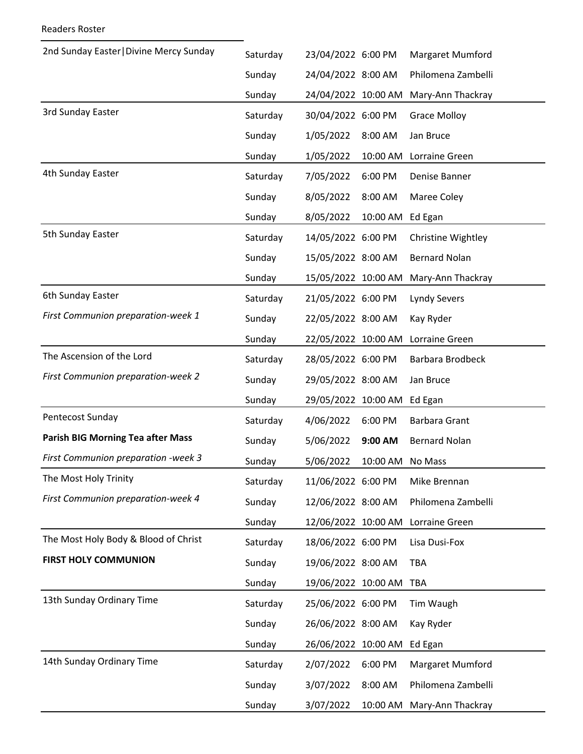Readers Roster

| Occasion | Day | Date | Time | Reader |
|---|---|---|---|---|
| 2nd Sunday Easter\|Divine Mercy Sunday | Saturday | 23/04/2022 | 6:00 PM | Margaret Mumford |
| | Sunday | 24/04/2022 | 8:00 AM | Philomena Zambelli |
| | Sunday | 24/04/2022 | 10:00 AM | Mary-Ann Thackray |
| 3rd Sunday Easter | Saturday | 30/04/2022 | 6:00 PM | Grace Molloy |
| | Sunday | 1/05/2022 | 8:00 AM | Jan Bruce |
| | Sunday | 1/05/2022 | 10:00 AM | Lorraine Green |
| 4th Sunday Easter | Saturday | 7/05/2022 | 6:00 PM | Denise Banner |
| | Sunday | 8/05/2022 | 8:00 AM | Maree Coley |
| | Sunday | 8/05/2022 | 10:00 AM | Ed Egan |
| 5th Sunday Easter | Saturday | 14/05/2022 | 6:00 PM | Christine Wightley |
| | Sunday | 15/05/2022 | 8:00 AM | Bernard Nolan |
| | Sunday | 15/05/2022 | 10:00 AM | Mary-Ann Thackray |
| 6th Sunday Easter | Saturday | 21/05/2022 | 6:00 PM | Lyndy Severs |
| *First Communion preparation-week 1* | Sunday | 22/05/2022 | 8:00 AM | Kay Ryder |
| | Sunday | 22/05/2022 | 10:00 AM | Lorraine Green |
| The Ascension of the Lord | Saturday | 28/05/2022 | 6:00 PM | Barbara Brodbeck |
| *First Communion preparation-week 2* | Sunday | 29/05/2022 | 8:00 AM | Jan Bruce |
| | Sunday | 29/05/2022 | 10:00 AM | Ed Egan |
| Pentecost Sunday | Saturday | 4/06/2022 | 6:00 PM | Barbara Grant |
| **Parish BIG Morning Tea after Mass** | Sunday | 5/06/2022 | **9:00 AM** | Bernard Nolan |
| *First Communion preparation -week 3* | Sunday | 5/06/2022 | 10:00 AM | No Mass |
| The Most Holy Trinity | Saturday | 11/06/2022 | 6:00 PM | Mike Brennan |
| *First Communion preparation-week 4* | Sunday | 12/06/2022 | 8:00 AM | Philomena Zambelli |
| | Sunday | 12/06/2022 | 10:00 AM | Lorraine Green |
| The Most Holy Body & Blood of Christ | Saturday | 18/06/2022 | 6:00 PM | Lisa Dusi-Fox |
| **FIRST HOLY COMMUNION** | Sunday | 19/06/2022 | 8:00 AM | TBA |
| | Sunday | 19/06/2022 | 10:00 AM | TBA |
| 13th Sunday Ordinary Time | Saturday | 25/06/2022 | 6:00 PM | Tim Waugh |
| | Sunday | 26/06/2022 | 8:00 AM | Kay Ryder |
| | Sunday | 26/06/2022 | 10:00 AM | Ed Egan |
| 14th Sunday Ordinary Time | Saturday | 2/07/2022 | 6:00 PM | Margaret Mumford |
| | Sunday | 3/07/2022 | 8:00 AM | Philomena Zambelli |
| | Sunday | 3/07/2022 | 10:00 AM | Mary-Ann Thackray |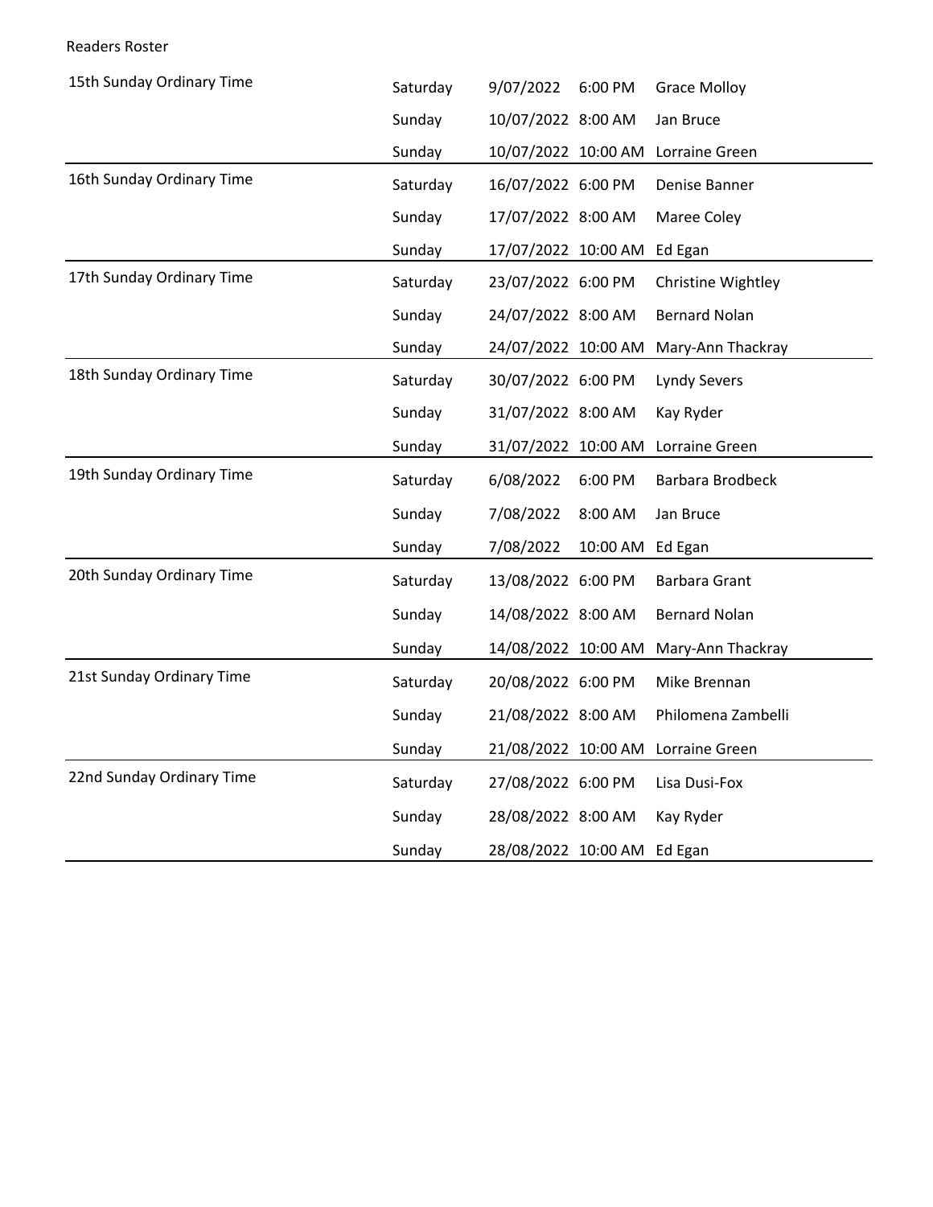Readers Roster

| | | | | |
|---|---|---|---|---|
| 15th Sunday Ordinary Time | Saturday | 9/07/2022 | 6:00 PM | Grace Molloy |
| | Sunday | 10/07/2022 | 8:00 AM | Jan Bruce |
| | Sunday | 10/07/2022 | 10:00 AM | Lorraine Green |
| 16th Sunday Ordinary Time | Saturday | 16/07/2022 | 6:00 PM | Denise Banner |
| | Sunday | 17/07/2022 | 8:00 AM | Maree Coley |
| | Sunday | 17/07/2022 | 10:00 AM | Ed Egan |
| 17th Sunday Ordinary Time | Saturday | 23/07/2022 | 6:00 PM | Christine Wightley |
| | Sunday | 24/07/2022 | 8:00 AM | Bernard Nolan |
| | Sunday | 24/07/2022 | 10:00 AM | Mary-Ann Thackray |
| 18th Sunday Ordinary Time | Saturday | 30/07/2022 | 6:00 PM | Lyndy Severs |
| | Sunday | 31/07/2022 | 8:00 AM | Kay Ryder |
| | Sunday | 31/07/2022 | 10:00 AM | Lorraine Green |
| 19th Sunday Ordinary Time | Saturday | 6/08/2022 | 6:00 PM | Barbara Brodbeck |
| | Sunday | 7/08/2022 | 8:00 AM | Jan Bruce |
| | Sunday | 7/08/2022 | 10:00 AM | Ed Egan |
| 20th Sunday Ordinary Time | Saturday | 13/08/2022 | 6:00 PM | Barbara Grant |
| | Sunday | 14/08/2022 | 8:00 AM | Bernard Nolan |
| | Sunday | 14/08/2022 | 10:00 AM | Mary-Ann Thackray |
| 21st Sunday Ordinary Time | Saturday | 20/08/2022 | 6:00 PM | Mike Brennan |
| | Sunday | 21/08/2022 | 8:00 AM | Philomena Zambelli |
| | Sunday | 21/08/2022 | 10:00 AM | Lorraine Green |
| 22nd Sunday Ordinary Time | Saturday | 27/08/2022 | 6:00 PM | Lisa Dusi-Fox |
| | Sunday | 28/08/2022 | 8:00 AM | Kay Ryder |
| | Sunday | 28/08/2022 | 10:00 AM | Ed Egan |